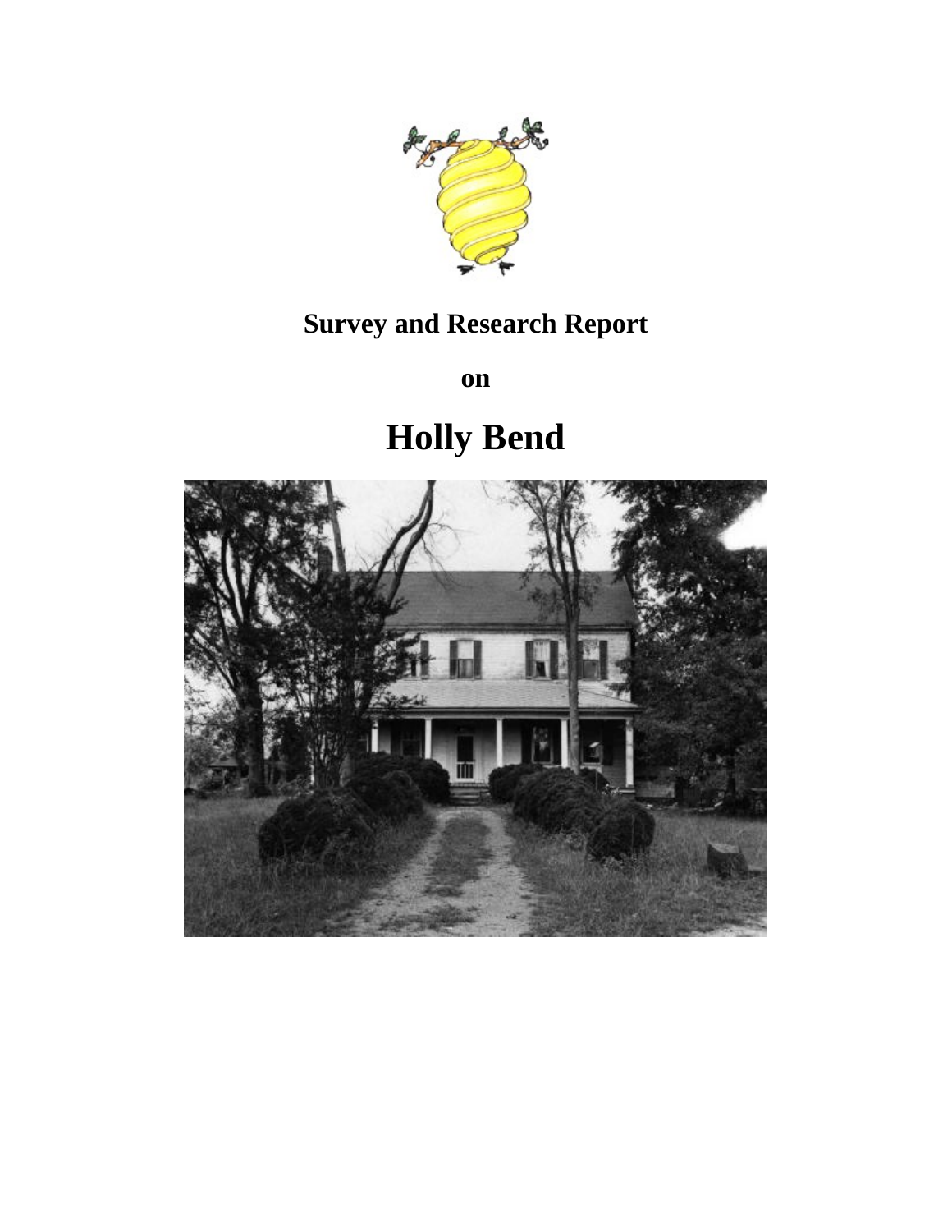**Survey and Research Report**

**on**

# Holly Bend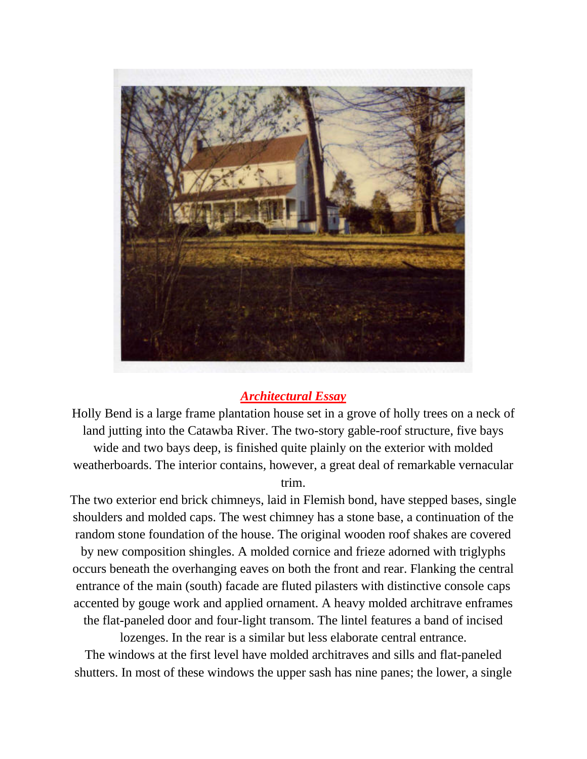## ***Architectural Essay***

Holly Bend is a large frame plantation house set in a grove of holly trees on a neck of land jutting into the Catawba River. The two-story gable-roof structure, five bays wide and two bays deep, is finished quite plainly on the exterior with molded weatherboards. The interior contains, however, a great deal of remarkable vernacular trim.

The two exterior end brick chimneys, laid in Flemish bond, have stepped bases, single shoulders and molded caps. The west chimney has a stone base, a continuation of the random stone foundation of the house. The original wooden roof shakes are covered by new composition shingles. A molded cornice and frieze adorned with triglyphs occurs beneath the overhanging eaves on both the front and rear. Flanking the central entrance of the main (south) facade are fluted pilasters with distinctive console caps accented by gouge work and applied ornament. A heavy molded architrave enframes the flat-paneled door and four-light transom. The lintel features a band of incised lozenges. In the rear is a similar but less elaborate central entrance.

The windows at the first level have molded architraves and sills and flat-paneled shutters. In most of these windows the upper sash has nine panes; the lower, a single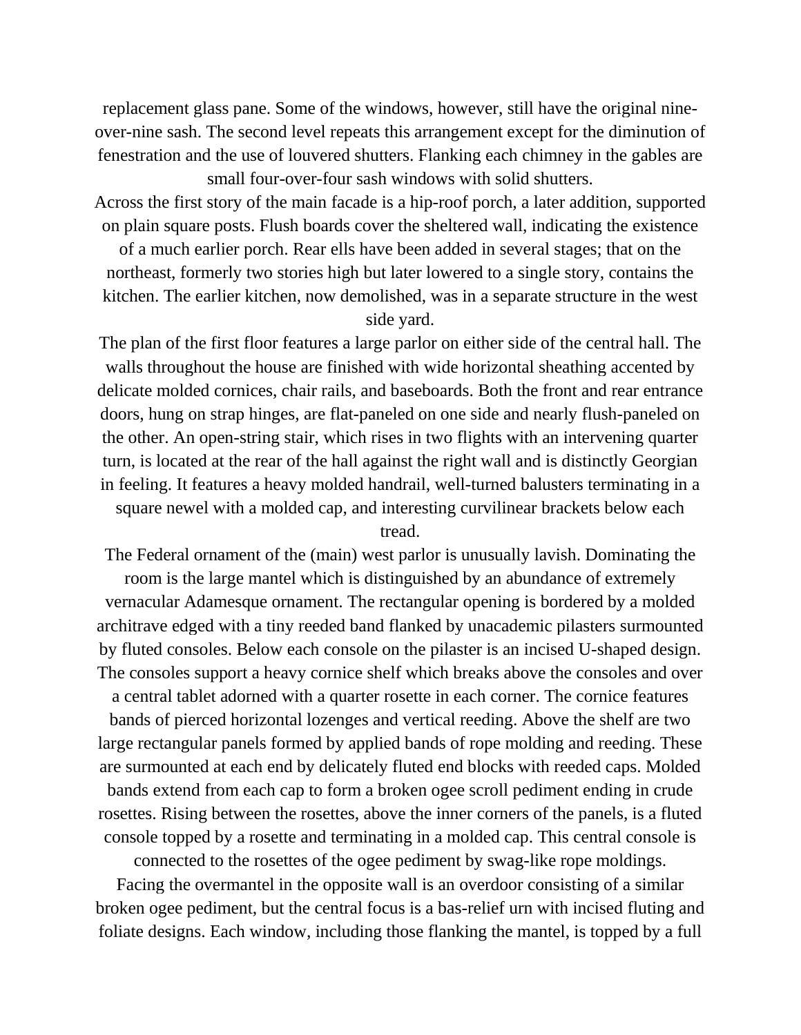replacement glass pane. Some of the windows, however, still have the original nine-over-nine sash. The second level repeats this arrangement except for the diminution of fenestration and the use of louvered shutters. Flanking each chimney in the gables are small four-over-four sash windows with solid shutters.

Across the first story of the main facade is a hip-roof porch, a later addition, supported on plain square posts. Flush boards cover the sheltered wall, indicating the existence of a much earlier porch. Rear ells have been added in several stages; that on the northeast, formerly two stories high but later lowered to a single story, contains the kitchen. The earlier kitchen, now demolished, was in a separate structure in the west side yard.

The plan of the first floor features a large parlor on either side of the central hall. The walls throughout the house are finished with wide horizontal sheathing accented by delicate molded cornices, chair rails, and baseboards. Both the front and rear entrance doors, hung on strap hinges, are flat-paneled on one side and nearly flush-paneled on the other. An open-string stair, which rises in two flights with an intervening quarter turn, is located at the rear of the hall against the right wall and is distinctly Georgian in feeling. It features a heavy molded handrail, well-turned balusters terminating in a square newel with a molded cap, and interesting curvilinear brackets below each tread.

The Federal ornament of the (main) west parlor is unusually lavish. Dominating the room is the large mantel which is distinguished by an abundance of extremely vernacular Adamesque ornament. The rectangular opening is bordered by a molded architrave edged with a tiny reeded band flanked by unacademic pilasters surmounted by fluted consoles. Below each console on the pilaster is an incised U-shaped design. The consoles support a heavy cornice shelf which breaks above the consoles and over a central tablet adorned with a quarter rosette in each corner. The cornice features bands of pierced horizontal lozenges and vertical reeding. Above the shelf are two large rectangular panels formed by applied bands of rope molding and reeding. These are surmounted at each end by delicately fluted end blocks with reeded caps. Molded bands extend from each cap to form a broken ogee scroll pediment ending in crude rosettes. Rising between the rosettes, above the inner corners of the panels, is a fluted console topped by a rosette and terminating in a molded cap. This central console is connected to the rosettes of the ogee pediment by swag-like rope moldings.

Facing the overmantel in the opposite wall is an overdoor consisting of a similar broken ogee pediment, but the central focus is a bas-relief urn with incised fluting and foliate designs. Each window, including those flanking the mantel, is topped by a full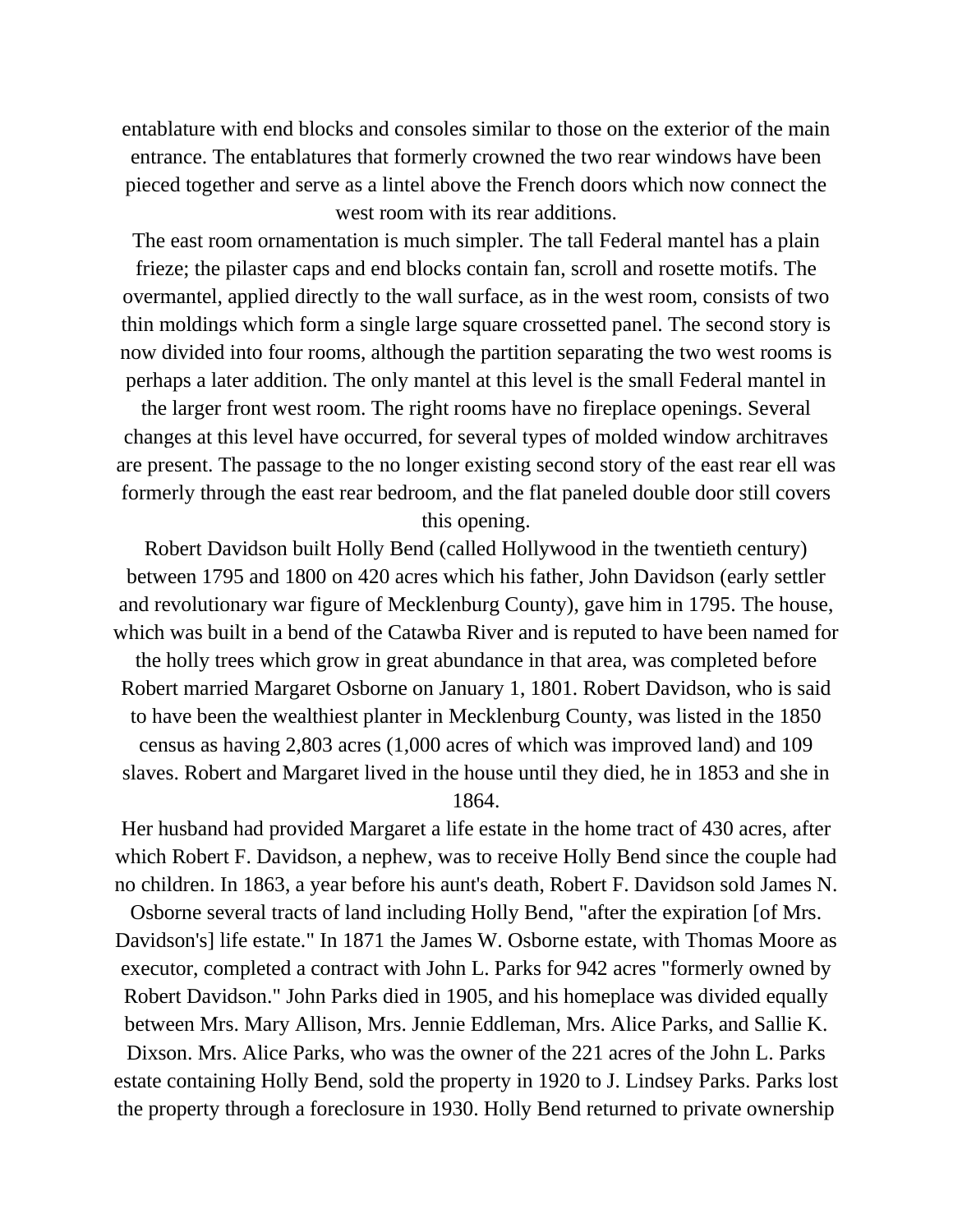entablature with end blocks and consoles similar to those on the exterior of the main entrance. The entablatures that formerly crowned the two rear windows have been pieced together and serve as a lintel above the French doors which now connect the west room with its rear additions.

The east room ornamentation is much simpler. The tall Federal mantel has a plain frieze; the pilaster caps and end blocks contain fan, scroll and rosette motifs. The overmantel, applied directly to the wall surface, as in the west room, consists of two thin moldings which form a single large square crossetted panel. The second story is now divided into four rooms, although the partition separating the two west rooms is perhaps a later addition. The only mantel at this level is the small Federal mantel in the larger front west room. The right rooms have no fireplace openings. Several changes at this level have occurred, for several types of molded window architraves are present. The passage to the no longer existing second story of the east rear ell was formerly through the east rear bedroom, and the flat paneled double door still covers this opening.

Robert Davidson built Holly Bend (called Hollywood in the twentieth century) between 1795 and 1800 on 420 acres which his father, John Davidson (early settler and revolutionary war figure of Mecklenburg County), gave him in 1795. The house, which was built in a bend of the Catawba River and is reputed to have been named for the holly trees which grow in great abundance in that area, was completed before Robert married Margaret Osborne on January 1, 1801. Robert Davidson, who is said to have been the wealthiest planter in Mecklenburg County, was listed in the 1850 census as having 2,803 acres (1,000 acres of which was improved land) and 109 slaves. Robert and Margaret lived in the house until they died, he in 1853 and she in 1864.

Her husband had provided Margaret a life estate in the home tract of 430 acres, after which Robert F. Davidson, a nephew, was to receive Holly Bend since the couple had no children. In 1863, a year before his aunt's death, Robert F. Davidson sold James N. Osborne several tracts of land including Holly Bend, "after the expiration [of Mrs. Davidson's] life estate." In 1871 the James W. Osborne estate, with Thomas Moore as executor, completed a contract with John L. Parks for 942 acres "formerly owned by Robert Davidson." John Parks died in 1905, and his homeplace was divided equally between Mrs. Mary Allison, Mrs. Jennie Eddleman, Mrs. Alice Parks, and Sallie K. Dixson. Mrs. Alice Parks, who was the owner of the 221 acres of the John L. Parks estate containing Holly Bend, sold the property in 1920 to J. Lindsey Parks. Parks lost the property through a foreclosure in 1930. Holly Bend returned to private ownership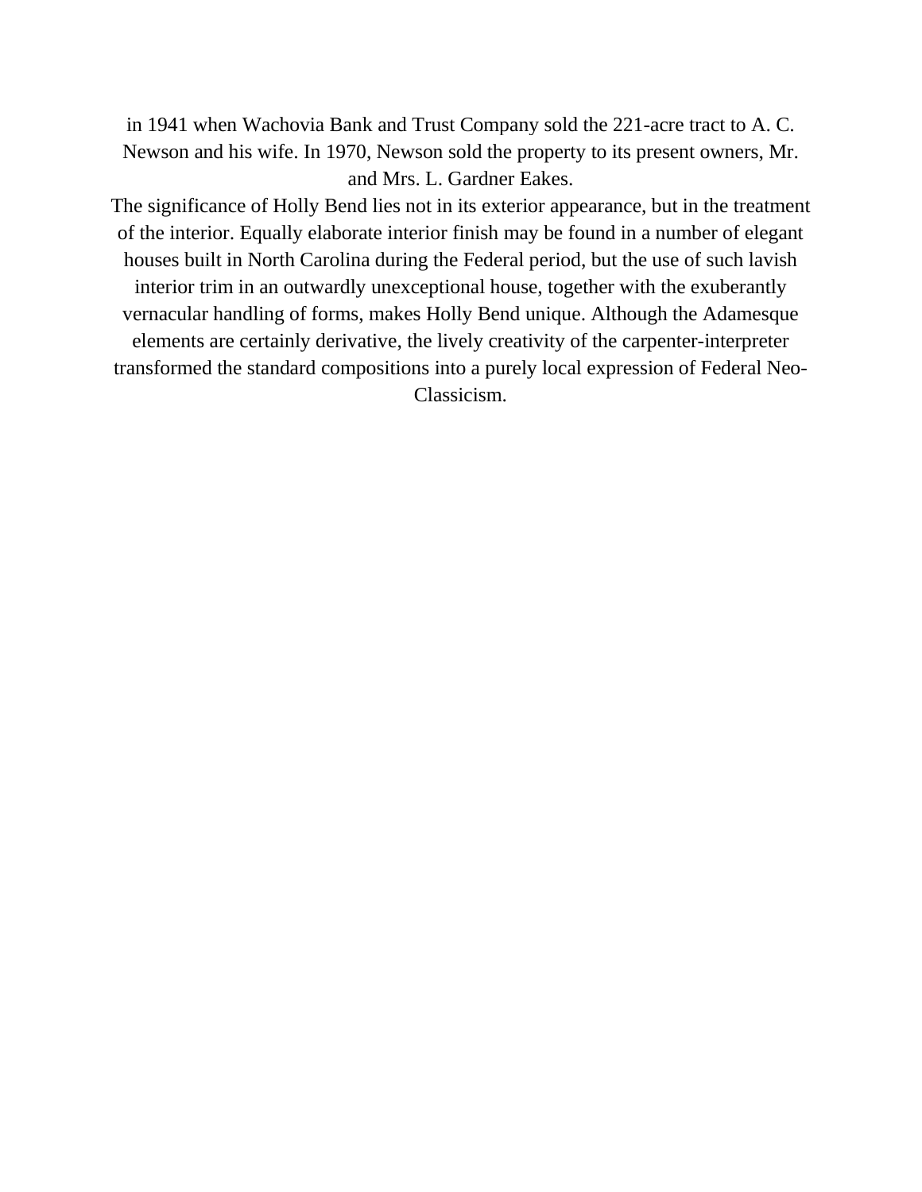in 1941 when Wachovia Bank and Trust Company sold the 221-acre tract to A. C. Newson and his wife. In 1970, Newson sold the property to its present owners, Mr. and Mrs. L. Gardner Eakes.

The significance of Holly Bend lies not in its exterior appearance, but in the treatment of the interior. Equally elaborate interior finish may be found in a number of elegant houses built in North Carolina during the Federal period, but the use of such lavish interior trim in an outwardly unexceptional house, together with the exuberantly vernacular handling of forms, makes Holly Bend unique. Although the Adamesque elements are certainly derivative, the lively creativity of the carpenter-interpreter transformed the standard compositions into a purely local expression of Federal Neo-Classicism.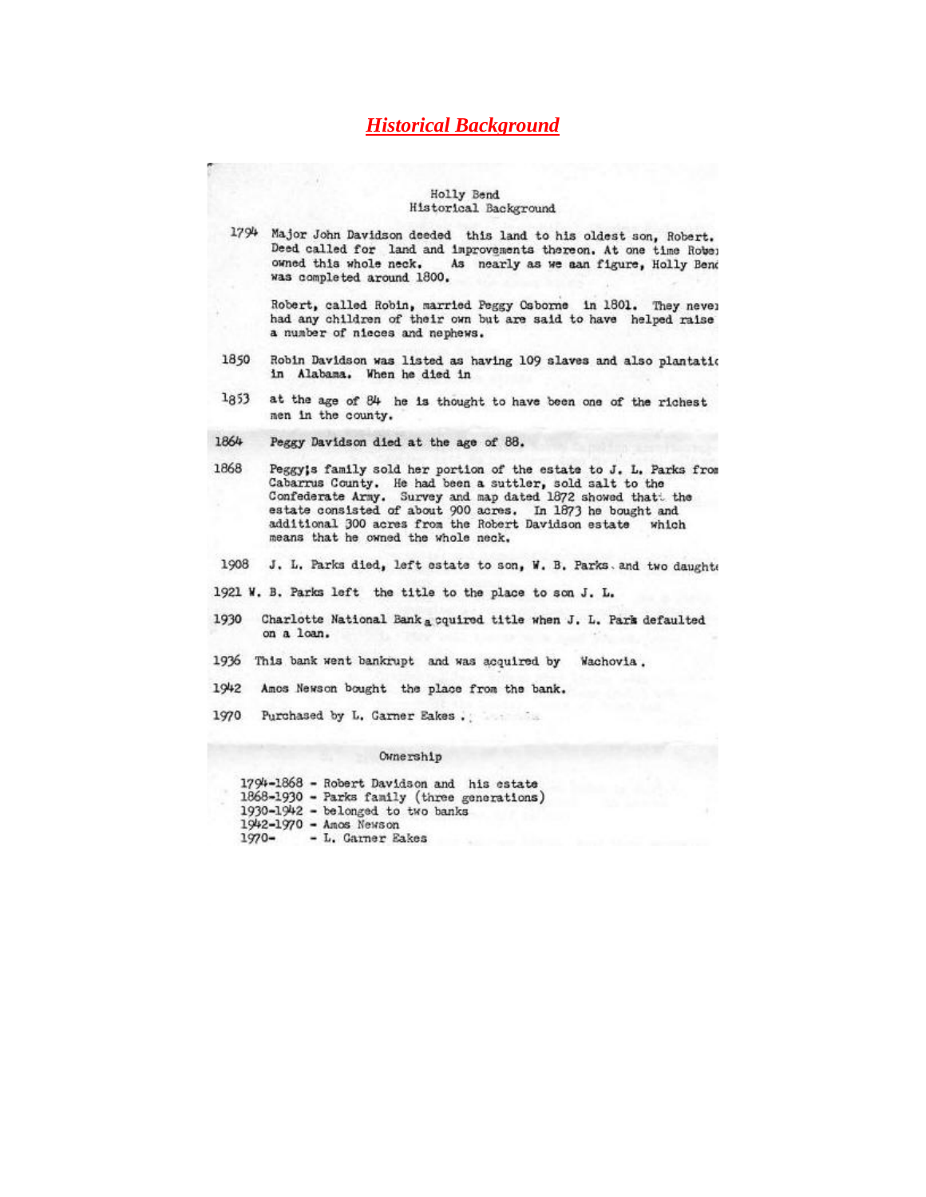# *Historical Background*

Holly Bend
Historical Background

1794 Major John Davidson deeded this land to his oldest son, Robert. Deed called for land and improvements thereon. At one time Robert owned this whole neck. As nearly as we can figure, Holly Bend was completed around 1800.

Robert, called Robin, married Peggy Osborne in 1801. They never had any children of their own but are said to have helped raise a number of nieces and nephews.

1850 Robin Davidson was listed as having 109 slaves and also plantation in Alabama. When he died in

1853 at the age of 84 he is thought to have been one of the richest men in the county.

1864 Peggy Davidson died at the age of 88.

1868 Peggy's family sold her portion of the estate to J. L. Parks from Cabarrus County. He had been a suttler, sold salt to the Confederate Army. Survey and map dated 1872 showed that the estate consisted of about 900 acres. In 1873 he bought and additional 300 acres from the Robert Davidson estate which means that he owned the whole neck.

1908 J. L. Parks died, left estate to son, W. B. Parks and two daughters

1921 W. B. Parks left the title to the place to son J. L.

1930 Charlotte National Bank acquired title when J. L. Park defaulted on a loan.

1936 This bank went bankrupt and was acquired by Wachovia.

1942 Amos Newson bought the place from the bank.

1970 Purchased by L. Garner Eakes.

Ownership

1794-1868 - Robert Davidson and his estate
1868-1930 - Parks family (three generations)
1930-1942 - belonged to two banks
1942-1970 - Amos Newson
1970- - L. Garner Eakes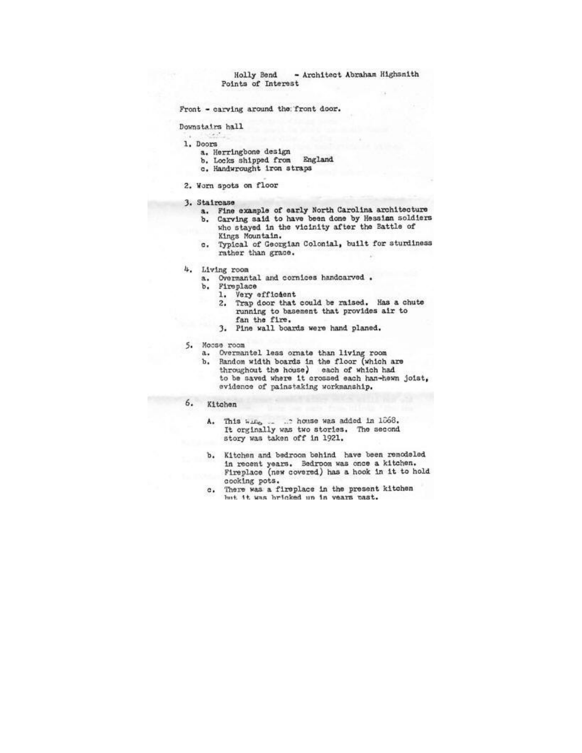Holly Bend - Architect Abraham Highsmith
Points of Interest

Front - carving around the front door.

Downstairs hall

1. Doors
   a. Herringbone design
   b. Locks shipped from England
   c. Handwrought iron straps

2. Worn spots on floor

3. Staircase
   a. Fine example of early North Carolina architecture
   b. Carving said to have been done by Hessian soldiers who stayed in the vicinity after the Battle of Kings Mountain.
   c. Typical of Georgian Colonial, built for sturdiness rather than grace.

4. Living room
   a. Overmantal and cornices handcarved .
   b. Fireplace
      1. Very efficient
      2. Trap door that could be raised. Has a chute running to basement that provides air to fan the fire.
      3. Pine wall boards were hand planed.

5. Moose room
   a. Overmantel less ornate than living room
   b. Random width boards in the floor (which are throughout the house) each of which had to be saved where it crossed each han-hewn joist, evidence of painstaking workmanship.

6. Kitchen

   A. This wing ... house was added in 1868. It orginally was two stories. The second story was taken off in 1921.

   b. Kitchen and bedroom behind have been remodeled in recent years. Bedroom was once a kitchen. Fireplace (new covered) has a hook in it to hold cooking pots.

   c. There was a fireplace in the present kitchen but it was bricked up in years past.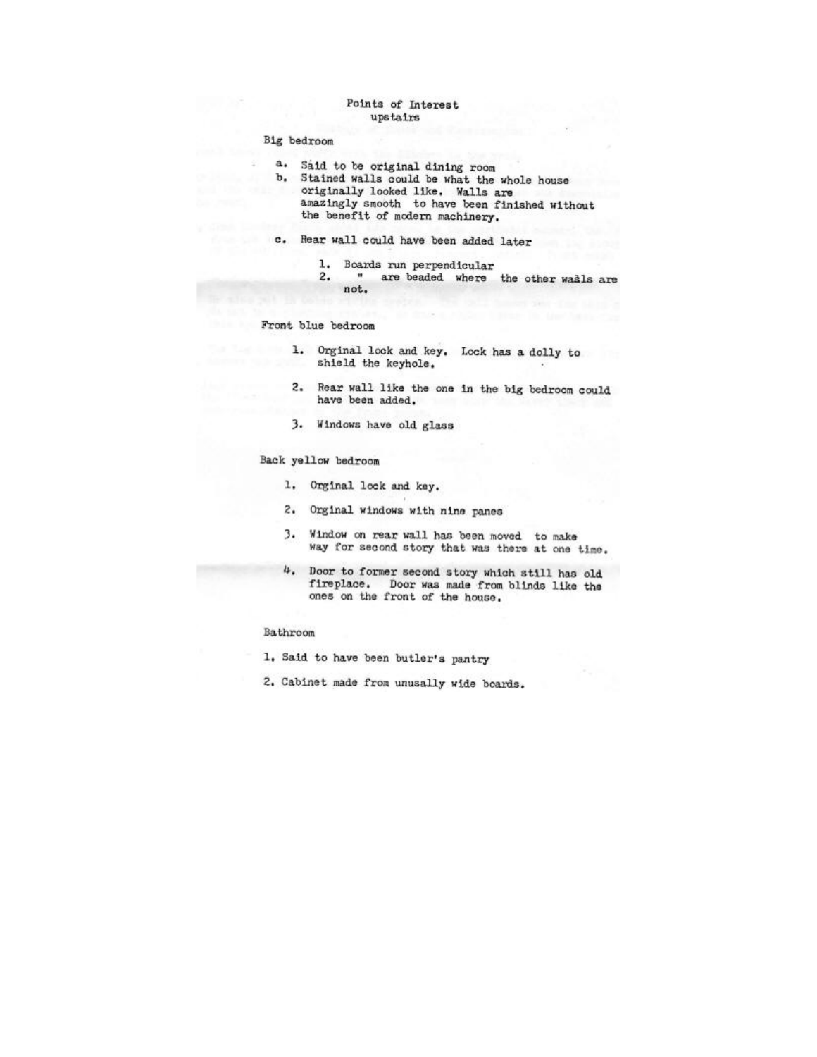# Points of Interest
## upstairs

### Big bedroom

- a. Said to be original dining room
- b. Stained walls could be what the whole house originally looked like. Walls are amazingly smooth to have been finished without the benefit of modern machinery.
- c. Rear wall could have been added later
  1. Boards run perpendicular
  2. " are beaded where the other walls are not.

### Front blue bedroom

1. Orginal lock and key. Lock has a dolly to shield the keyhole.
2. Rear wall like the one in the big bedroom could have been added.
3. Windows have old glass

### Back yellow bedroom

1. Orginal lock and key.
2. Orginal windows with nine panes
3. Window on rear wall has been moved to make way for second story that was there at one time.
4. Door to former second story which still has old fireplace. Door was made from blinds like the ones on the front of the house.

### Bathroom

1. Said to have been butler's pantry
2. Cabinet made from unusally wide boards.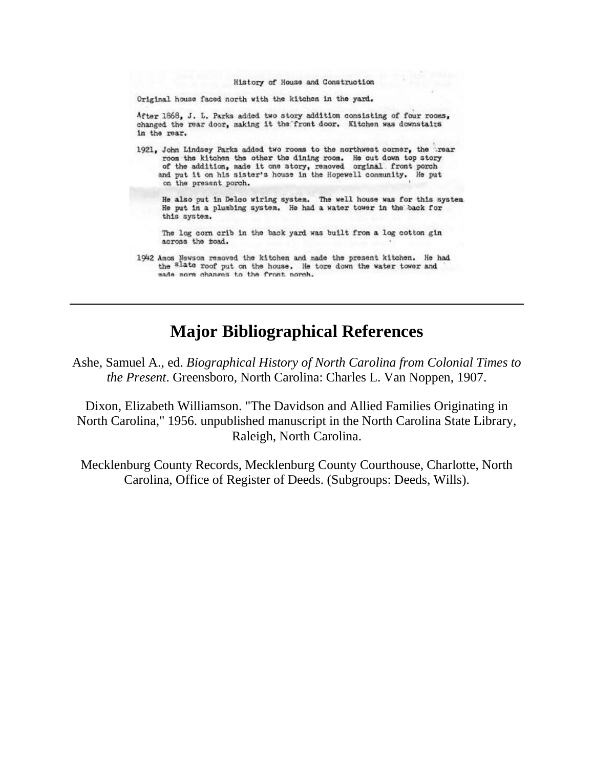History of House and Construction

Original house faced north with the kitchen in the yard.

After 1868, J. L. Parks added two story addition consisting of four rooms, changed the rear door, making it the front door. Kitchen was downstairs in the rear.

1921, John Lindsey Parks added two rooms to the northwest corner, the rear room the kitchen the other the dining room. He cut down top story of the addition, made it one story, removed orginal front porch and put it on his sister's house in the Hopewell community. He put on the present porch.

He also put in Delco wiring system. The well house was for this system. He put in a plumbing system. He had a water tower in the back for this system.

The log corn crib in the back yard was built from a log cotton gin across the road.

1942 Amos Newsom removed the kitchen and made the present kitchen. He had the slate roof put on the house. He tore down the water tower and made more changes to the front porch.

---

## Major Bibliographical References

Ashe, Samuel A., ed. *Biographical History of North Carolina from Colonial Times to the Present*. Greensboro, North Carolina: Charles L. Van Noppen, 1907.

Dixon, Elizabeth Williamson. "The Davidson and Allied Families Originating in North Carolina," 1956. unpublished manuscript in the North Carolina State Library, Raleigh, North Carolina.

Mecklenburg County Records, Mecklenburg County Courthouse, Charlotte, North Carolina, Office of Register of Deeds. (Subgroups: Deeds, Wills).